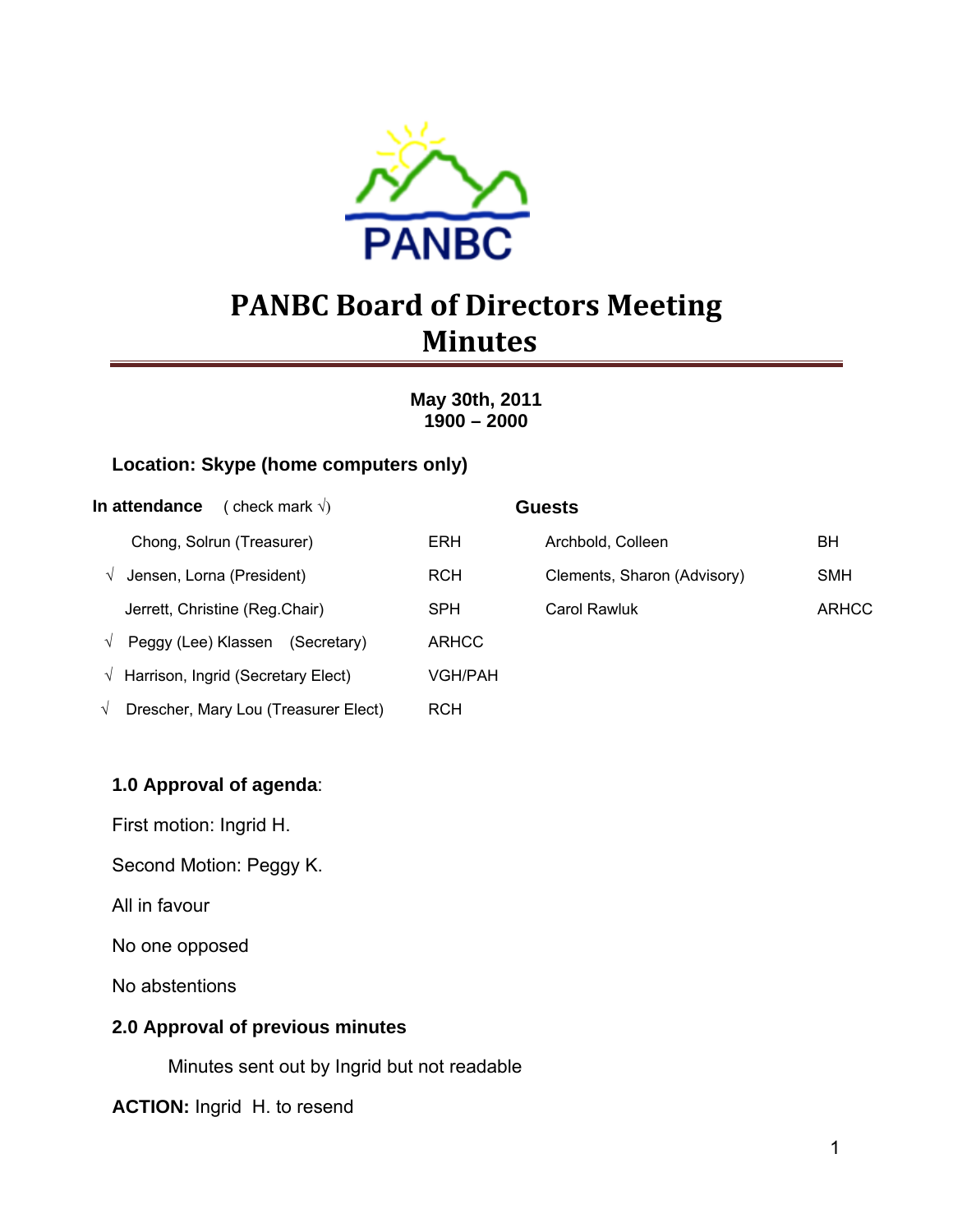# PANBC Board of Directors Meeting Minutes

**May 30th, 2011**
**1900 – 2000**

**Location: Skype (home computers only)**

| **In attendance** ( check mark √) | | **Guests** | |
|---|---|---|---|
| Chong, Solrun (Treasurer) | ERH | Archbold, Colleen | BH |
| √ Jensen, Lorna (President) | RCH | Clements, Sharon (Advisory) | SMH |
| Jerrett, Christine (Reg.Chair) | SPH | Carol Rawluk | ARHCC |
| √ Peggy (Lee) Klassen (Secretary) | ARHCC | | |
| √ Harrison, Ingrid (Secretary Elect) | VGH/PAH | | |
| √ Drescher, Mary Lou (Treasurer Elect) | RCH | | |

**1.0 Approval of agenda**:

First motion: Ingrid H.

Second Motion: Peggy K.

All in favour

No one opposed

No abstentions

**2.0 Approval of previous minutes**

Minutes sent out by Ingrid but not readable

**ACTION:** Ingrid H. to resend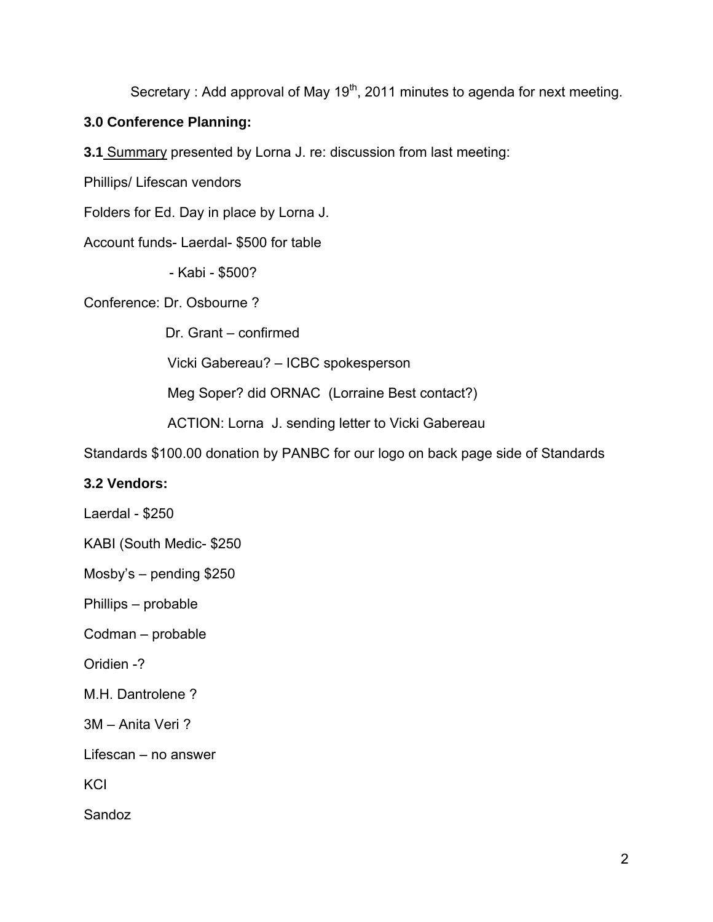Secretary : Add approval of May 19th, 2011 minutes to agenda for next meeting.

**3.0 Conference Planning:**

**3.1** Summary presented by Lorna J. re: discussion from last meeting:

Phillips/ Lifescan vendors

Folders for Ed. Day in place by Lorna J.

Account funds- Laerdal- $500 for table

- Kabi - $500?

Conference: Dr. Osbourne ?

Dr. Grant – confirmed

Vicki Gabereau? – ICBC spokesperson

Meg Soper? did ORNAC (Lorraine Best contact?)

ACTION: Lorna J. sending letter to Vicki Gabereau

Standards $100.00 donation by PANBC for our logo on back page side of Standards

**3.2 Vendors:**

Laerdal - $250

KABI (South Medic- $250

Mosby's – pending $250

Phillips – probable

Codman – probable

Oridien -?

M.H. Dantrolene ?

3M – Anita Veri ?

Lifescan – no answer

KCI

Sandoz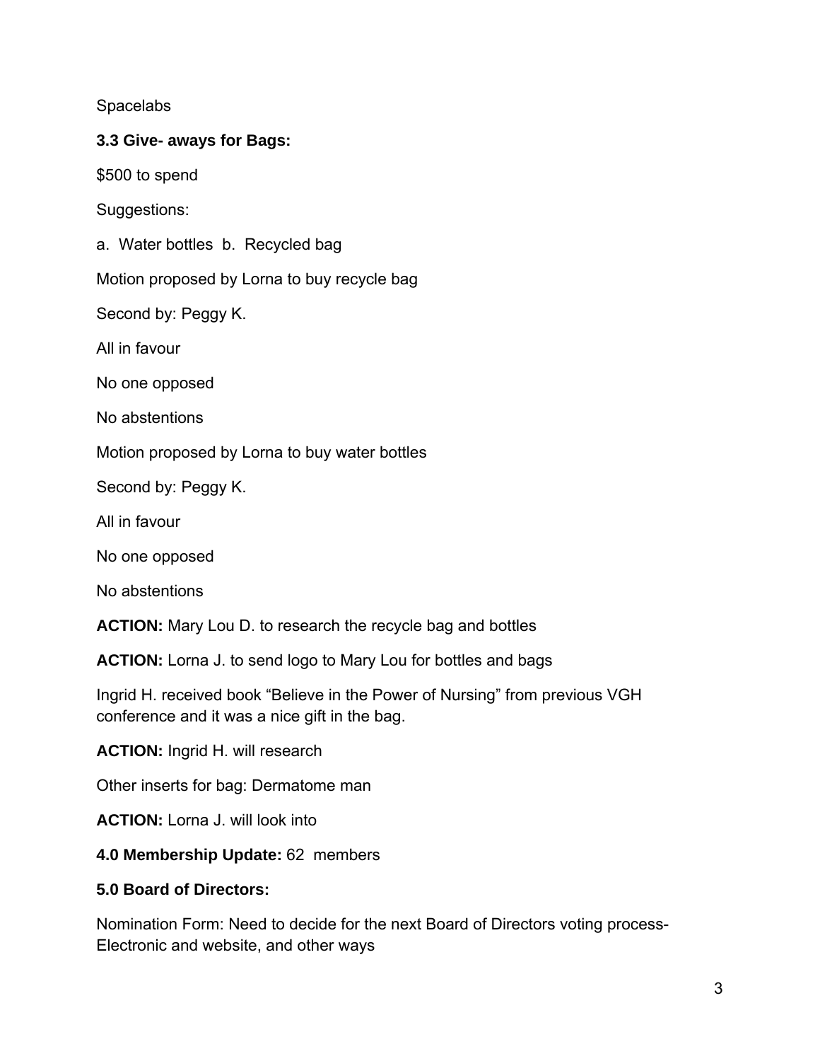Spacelabs

**3.3 Give- aways for Bags:**

$500 to spend

Suggestions:

a. Water bottles b. Recycled bag

Motion proposed by Lorna to buy recycle bag

Second by: Peggy K.

All in favour

No one opposed

No abstentions

Motion proposed by Lorna to buy water bottles

Second by: Peggy K.

All in favour

No one opposed

No abstentions

**ACTION:** Mary Lou D. to research the recycle bag and bottles

**ACTION:** Lorna J. to send logo to Mary Lou for bottles and bags

Ingrid H. received book "Believe in the Power of Nursing" from previous VGH conference and it was a nice gift in the bag.

**ACTION:** Ingrid H. will research

Other inserts for bag: Dermatome man

**ACTION:** Lorna J. will look into

**4.0 Membership Update:** 62 members

**5.0 Board of Directors:**

Nomination Form: Need to decide for the next Board of Directors voting process- Electronic and website, and other ways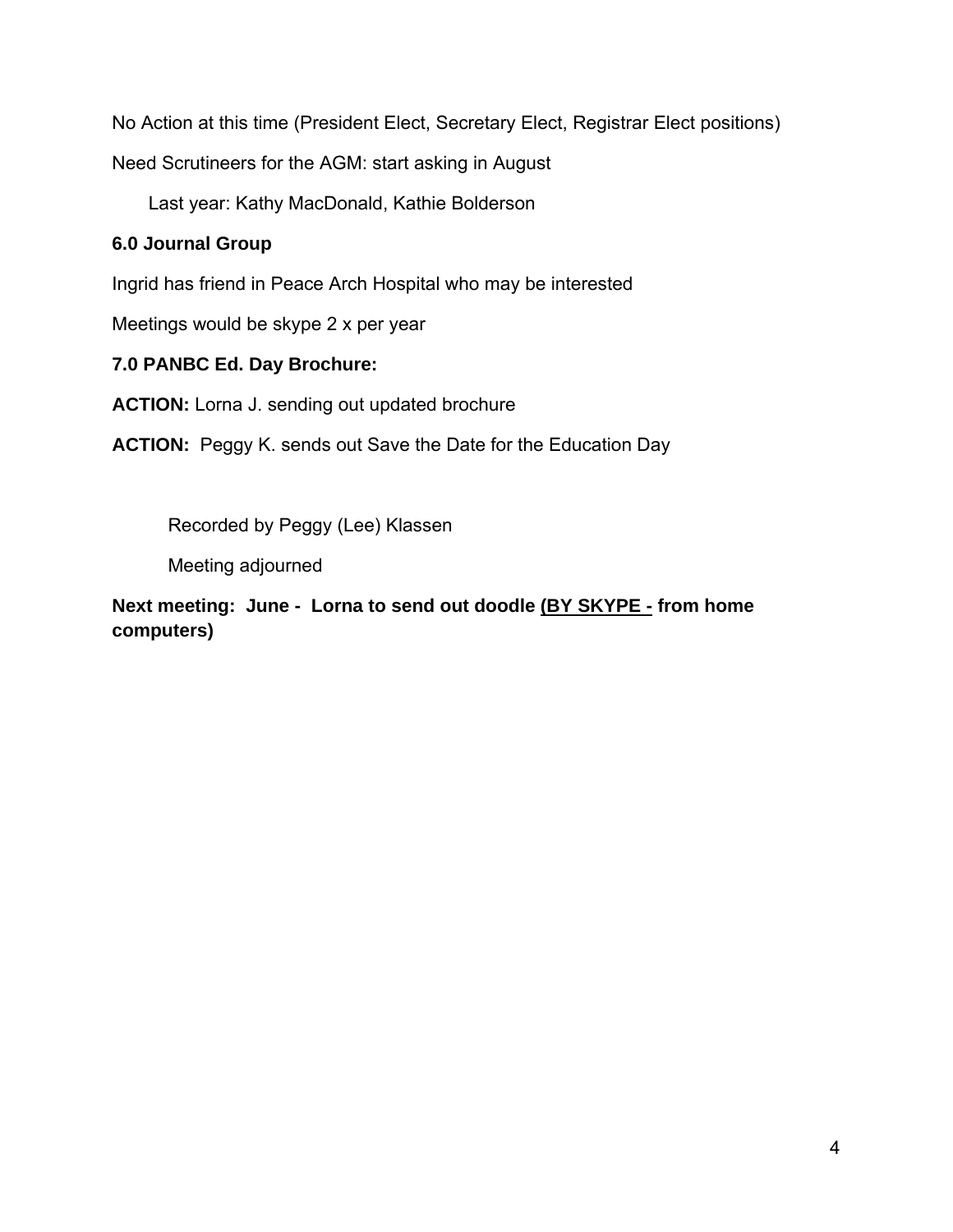No Action at this time (President Elect, Secretary Elect, Registrar Elect positions)

Need Scrutineers for the AGM: start asking in August

Last year: Kathy MacDonald, Kathie Bolderson

**6.0 Journal Group**

Ingrid has friend in Peace Arch Hospital who may be interested

Meetings would be skype 2 x per year

**7.0 PANBC Ed. Day Brochure:**

**ACTION:** Lorna J. sending out updated brochure

**ACTION:** Peggy K. sends out Save the Date for the Education Day

Recorded by Peggy (Lee) Klassen

Meeting adjourned

**Next meeting: June - Lorna to send out doodle (BY SKYPE - from home computers)**